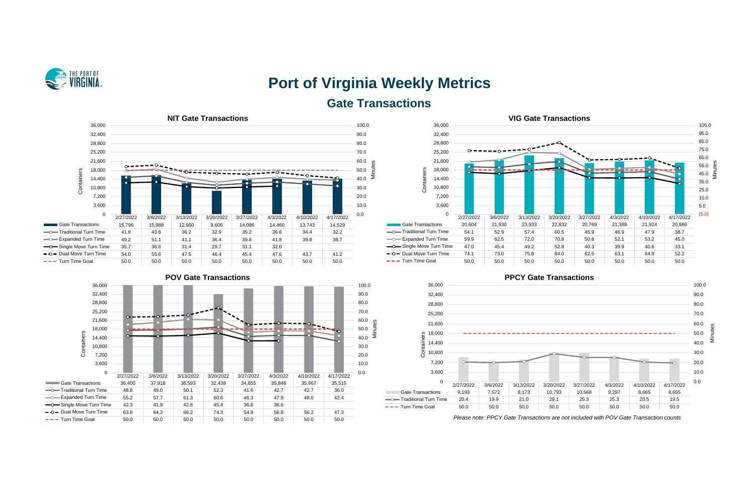# Port of Virginia Weekly Metrics

## Gate Transactions

### NIT Gate Transactions

| | 2/27/2022 | 3/6/2022 | 3/13/2022 | 3/20/2022 | 3/27/2022 | 4/3/2022 | 4/10/2022 | 4/17/2022 |
|---|---|---|---|---|---|---|---|---|
| Gate Transactions | 15,796 | 15,988 | 12,660 | 9,606 | 14,086 | 14,460 | 13,743 | 14,529 |
| Traditional Turn Time | 41.8 | 43.6 | 36.2 | 32.9 | 35.2 | 36.6 | 34.4 | 32.2 |
| Expanded Turn Time | 49.2 | 51.1 | 41.1 | 36.4 | 39.8 | 41.8 | 39.8 | 38.7 |
| Single Move Turn Time | 35.7 | 36.6 | 31.4 | 29.7 | 31.1 | 32.0 | | |
| Dual Move Turn Time | 54.0 | 55.6 | 47.5 | 46.4 | 45.4 | 47.6 | 43.7 | 41.2 |
| Turn Time Goal | 50.0 | 50.0 | 50.0 | 50.0 | 50.0 | 50.0 | 50.0 | 50.0 |

### VIG Gate Transactions

| | 2/27/2022 | 3/6/2022 | 3/13/2022 | 3/20/2022 | 3/27/2022 | 4/3/2022 | 4/10/2022 | 4/17/2022 |
|---|---|---|---|---|---|---|---|---|
| Gate Transactions | 20,604 | 21,930 | 23,933 | 22,832 | 20,769 | 21,388 | 21,924 | 20,986 |
| Traditional Turn Time | 54.1 | 52.9 | 57.4 | 60.5 | 45.9 | 46.9 | 47.9 | 38.7 |
| Expanded Turn Time | 59.9 | 62.5 | 72.0 | 70.8 | 50.8 | 52.1 | 53.2 | 45.0 |
| Single Move Turn Time | 47.0 | 45.4 | 49.2 | 52.8 | 40.3 | 39.9 | 40.6 | 33.1 |
| Dual Move Turn Time | 74.1 | 73.0 | 75.8 | 84.0 | 62.5 | 63.1 | 64.9 | 52.2 |
| Turn Time Goal | 50.0 | 50.0 | 50.0 | 50.0 | 50.0 | 50.0 | 50.0 | 50.0 |

### POV Gate Transactions

| | 2/27/2022 | 3/6/2022 | 3/13/2022 | 3/20/2022 | 3/27/2022 | 4/3/2022 | 4/10/2022 | 4/17/2022 |
|---|---|---|---|---|---|---|---|---|
| Gate Transactions | 36,400 | 37,918 | 36,593 | 32,438 | 34,855 | 35,848 | 35,667 | 35,515 |
| Traditional Turn Time | 48.8 | 49.0 | 50.1 | 52.3 | 41.6 | 42.7 | 42.7 | 36.0 |
| Expanded Turn Time | 55.2 | 57.7 | 61.3 | 60.6 | 46.3 | 47.9 | 48.0 | 42.4 |
| Single Move Turn Time | 42.3 | 41.9 | 42.8 | 45.4 | 36.6 | 36.6 | | |
| Dual Move Turn Time | 63.8 | 64.3 | 66.2 | 74.3 | 54.9 | 56.8 | 56.2 | 47.3 |
| Turn Time Goal | 50.0 | 50.0 | 50.0 | 50.0 | 50.0 | 50.0 | 50.0 | 50.0 |

### PPCY Gate Transactions

| | 2/27/2022 | 3/6/2022 | 3/13/2022 | 3/20/2022 | 3/27/2022 | 4/3/2022 | 4/10/2022 | 4/17/2022 |
|---|---|---|---|---|---|---|---|---|
| Gate Transactions | 9,193 | 7,572 | 8,173 | 10,793 | 10,568 | 9,297 | 8,665 | 8,655 |
| Traditional Turn Time | 20.4 | 19.9 | 21.0 | 29.1 | 25.3 | 25.3 | 20.5 | 19.5 |
| Turn Time Goal | 50.0 | 50.0 | 50.0 | 50.0 | 50.0 | 50.0 | 50.0 | 50.0 |

*Please note: PPCY Gate Transactions are not included with POV Gate Transaction counts*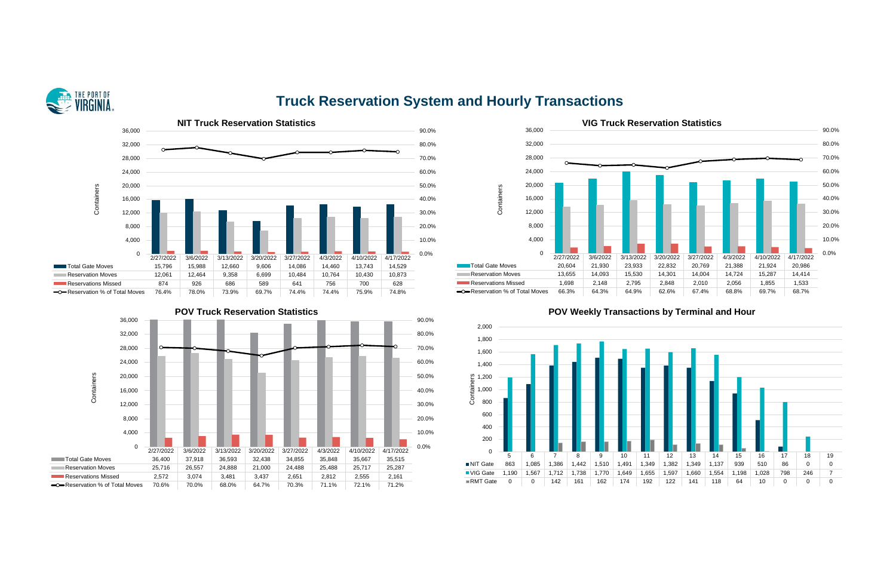# Truck Reservation System and Hourly Transactions

## NIT Truck Reservation Statistics

| | 2/27/2022 | 3/6/2022 | 3/13/2022 | 3/20/2022 | 3/27/2022 | 4/3/2022 | 4/10/2022 | 4/17/2022 |
|---|---|---|---|---|---|---|---|---|
| Total Gate Moves | 15,796 | 15,988 | 12,660 | 9,606 | 14,086 | 14,460 | 13,743 | 14,529 |
| Reservation Moves | 12,061 | 12,464 | 9,358 | 6,699 | 10,484 | 10,764 | 10,430 | 10,873 |
| Reservations Missed | 874 | 926 | 686 | 589 | 641 | 756 | 700 | 628 |
| Reservation % of Total Moves | 76.4% | 78.0% | 73.9% | 69.7% | 74.4% | 74.4% | 75.9% | 74.8% |

## VIG Truck Reservation Statistics

| | 2/27/2022 | 3/6/2022 | 3/13/2022 | 3/20/2022 | 3/27/2022 | 4/3/2022 | 4/10/2022 | 4/17/2022 |
|---|---|---|---|---|---|---|---|---|
| Total Gate Moves | 20,604 | 21,930 | 23,933 | 22,832 | 20,769 | 21,388 | 21,924 | 20,986 |
| Reservation Moves | 13,655 | 14,093 | 15,530 | 14,301 | 14,004 | 14,724 | 15,287 | 14,414 |
| Reservations Missed | 1,698 | 2,148 | 2,795 | 2,848 | 2,010 | 2,056 | 1,855 | 1,533 |
| Reservation % of Total Moves | 66.3% | 64.3% | 64.9% | 62.6% | 67.4% | 68.8% | 69.7% | 68.7% |

## POV Truck Reservation Statistics

| | 2/27/2022 | 3/6/2022 | 3/13/2022 | 3/20/2022 | 3/27/2022 | 4/3/2022 | 4/10/2022 | 4/17/2022 |
|---|---|---|---|---|---|---|---|---|
| Total Gate Moves | 36,400 | 37,918 | 36,593 | 32,438 | 34,855 | 35,848 | 35,667 | 35,515 |
| Reservation Moves | 25,716 | 26,557 | 24,888 | 21,000 | 24,488 | 25,488 | 25,717 | 25,287 |
| Reservations Missed | 2,572 | 3,074 | 3,481 | 3,437 | 2,651 | 2,812 | 2,555 | 2,161 |
| Reservation % of Total Moves | 70.6% | 70.0% | 68.0% | 64.7% | 70.3% | 71.1% | 72.1% | 71.2% |

## POV Weekly Transactions by Terminal and Hour

| | 5 | 6 | 7 | 8 | 9 | 10 | 11 | 12 | 13 | 14 | 15 | 16 | 17 | 18 | 19 |
|---|---|---|---|---|---|---|---|---|---|---|---|---|---|---|---|
| NIT Gate | 863 | 1,085 | 1,386 | 1,442 | 1,510 | 1,491 | 1,349 | 1,382 | 1,349 | 1,137 | 939 | 510 | 86 | 0 | 0 |
| VIG Gate | 1,190 | 1,567 | 1,712 | 1,738 | 1,770 | 1,649 | 1,655 | 1,597 | 1,660 | 1,554 | 1,198 | 1,028 | 798 | 246 | 7 |
| RMT Gate | 0 | 0 | 142 | 161 | 162 | 174 | 192 | 122 | 141 | 118 | 64 | 10 | 0 | 0 | 0 |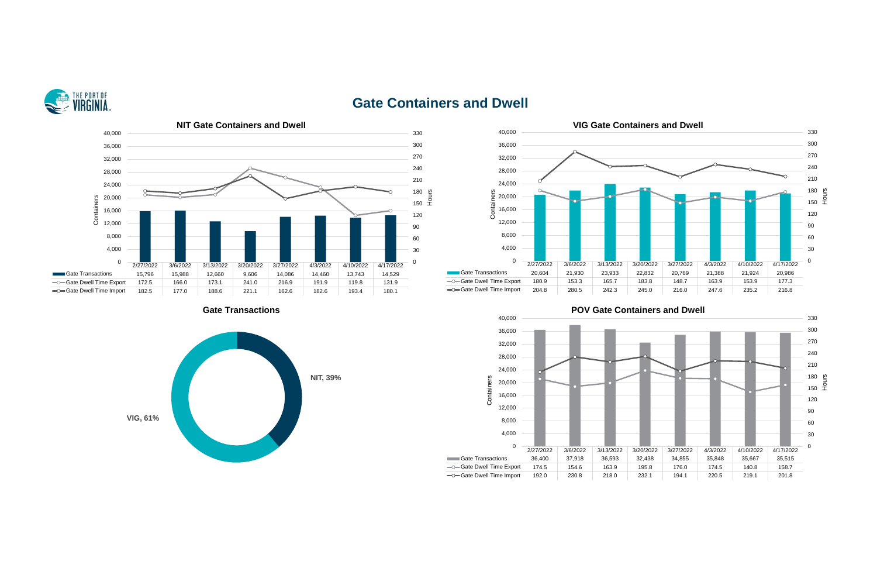# Gate Containers and Dwell

## NIT Gate Containers and Dwell

| | 2/27/2022 | 3/6/2022 | 3/13/2022 | 3/20/2022 | 3/27/2022 | 4/3/2022 | 4/10/2022 | 4/17/2022 |
|---|---|---|---|---|---|---|---|---|
| Gate Transactions | 15,796 | 15,988 | 12,660 | 9,606 | 14,086 | 14,460 | 13,743 | 14,529 |
| Gate Dwell Time Export | 172.5 | 166.0 | 173.1 | 241.0 | 216.9 | 191.9 | 119.8 | 131.9 |
| Gate Dwell Time Import | 182.5 | 177.0 | 188.6 | 221.1 | 162.6 | 182.6 | 193.4 | 180.1 |

## VIG Gate Containers and Dwell

| | 2/27/2022 | 3/6/2022 | 3/13/2022 | 3/20/2022 | 3/27/2022 | 4/3/2022 | 4/10/2022 | 4/17/2022 |
|---|---|---|---|---|---|---|---|---|
| Gate Transactions | 20,604 | 21,930 | 23,933 | 22,832 | 20,769 | 21,388 | 21,924 | 20,986 |
| Gate Dwell Time Export | 180.9 | 153.3 | 165.7 | 183.8 | 148.7 | 163.9 | 153.9 | 177.3 |
| Gate Dwell Time Import | 204.8 | 280.5 | 242.3 | 245.0 | 216.0 | 247.6 | 235.2 | 216.8 |

## Gate Transactions

NIT, 39%

VIG, 61%

## POV Gate Containers and Dwell

| | 2/27/2022 | 3/6/2022 | 3/13/2022 | 3/20/2022 | 3/27/2022 | 4/3/2022 | 4/10/2022 | 4/17/2022 |
|---|---|---|---|---|---|---|---|---|
| Gate Transactions | 36,400 | 37,918 | 36,593 | 32,438 | 34,855 | 35,848 | 35,667 | 35,515 |
| Gate Dwell Time Export | 174.5 | 154.6 | 163.9 | 195.8 | 176.0 | 174.5 | 140.8 | 158.7 |
| Gate Dwell Time Import | 192.0 | 230.8 | 218.0 | 232.1 | 194.1 | 220.5 | 219.1 | 201.8 |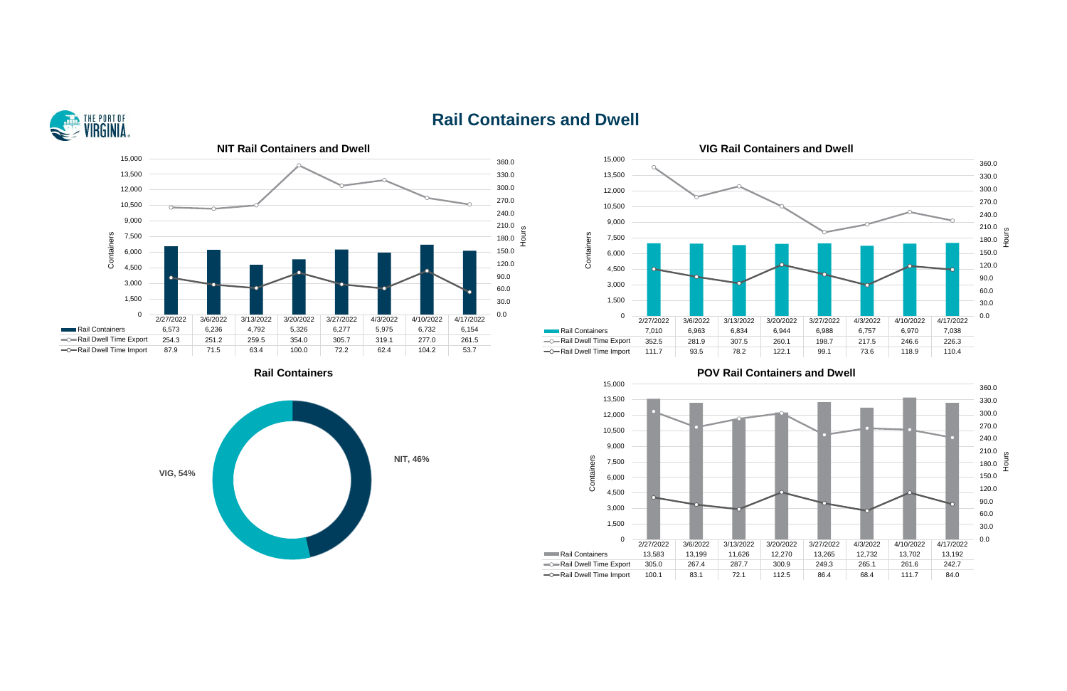# Rail Containers and Dwell

## NIT Rail Containers and Dwell

Containers: 0, 1,500, 3,000, 4,500, 6,000, 7,500, 9,000, 10,500, 12,000, 13,500, 15,000

Hours: 0.0, 30.0, 60.0, 90.0, 120.0, 150.0, 180.0, 210.0, 240.0, 270.0, 300.0, 330.0, 360.0

| | 2/27/2022 | 3/6/2022 | 3/13/2022 | 3/20/2022 | 3/27/2022 | 4/3/2022 | 4/10/2022 | 4/17/2022 |
|---|---|---|---|---|---|---|---|---|
| Rail Containers | 6,573 | 6,236 | 4,792 | 5,326 | 6,277 | 5,975 | 6,732 | 6,154 |
| Rail Dwell Time Export | 254.3 | 251.2 | 259.5 | 354.0 | 305.7 | 319.1 | 277.0 | 261.5 |
| Rail Dwell Time Import | 87.9 | 71.5 | 63.4 | 100.0 | 72.2 | 62.4 | 104.2 | 53.7 |

## VIG Rail Containers and Dwell

Containers: 0, 1,500, 3,000, 4,500, 6,000, 7,500, 9,000, 10,500, 12,000, 13,500, 15,000

Hours: 0.0, 30.0, 60.0, 90.0, 120.0, 150.0, 180.0, 210.0, 240.0, 270.0, 300.0, 330.0, 360.0

| | 2/27/2022 | 3/6/2022 | 3/13/2022 | 3/20/2022 | 3/27/2022 | 4/3/2022 | 4/10/2022 | 4/17/2022 |
|---|---|---|---|---|---|---|---|---|
| Rail Containers | 7,010 | 6,963 | 6,834 | 6,944 | 6,988 | 6,757 | 6,970 | 7,038 |
| Rail Dwell Time Export | 352.5 | 281.9 | 307.5 | 260.1 | 198.7 | 217.5 | 246.6 | 226.3 |
| Rail Dwell Time Import | 111.7 | 93.5 | 78.2 | 122.1 | 99.1 | 73.6 | 118.9 | 110.4 |

## Rail Containers

VIG, 54%

NIT, 46%

## POV Rail Containers and Dwell

Containers: 0, 1,500, 3,000, 4,500, 6,000, 7,500, 9,000, 10,500, 12,000, 13,500, 15,000

Hours: 0.0, 30.0, 60.0, 90.0, 120.0, 150.0, 180.0, 210.0, 240.0, 270.0, 300.0, 330.0, 360.0

| | 2/27/2022 | 3/6/2022 | 3/13/2022 | 3/20/2022 | 3/27/2022 | 4/3/2022 | 4/10/2022 | 4/17/2022 |
|---|---|---|---|---|---|---|---|---|
| Rail Containers | 13,583 | 13,199 | 11,626 | 12,270 | 13,265 | 12,732 | 13,702 | 13,192 |
| Rail Dwell Time Export | 305.0 | 267.4 | 287.7 | 300.9 | 249.3 | 265.1 | 261.6 | 242.7 |
| Rail Dwell Time Import | 100.1 | 83.1 | 72.1 | 112.5 | 86.4 | 68.4 | 111.7 | 84.0 |